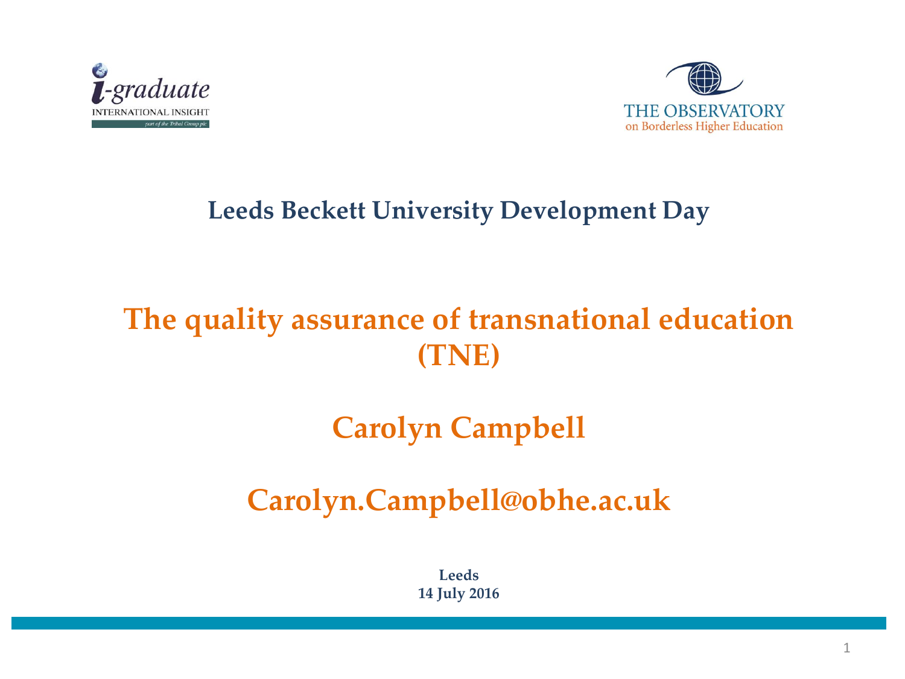i-graduate
INTERNATIONAL INSIGHT
part of the Tribal Group plc

THE OBSERVATORY
on Borderless Higher Education

**Leeds Beckett University Development Day**

# The quality assurance of transnational education (TNE)

## Carolyn Campbell

## Carolyn.Campbell@obhe.ac.uk

**Leeds**
**14 July 2016**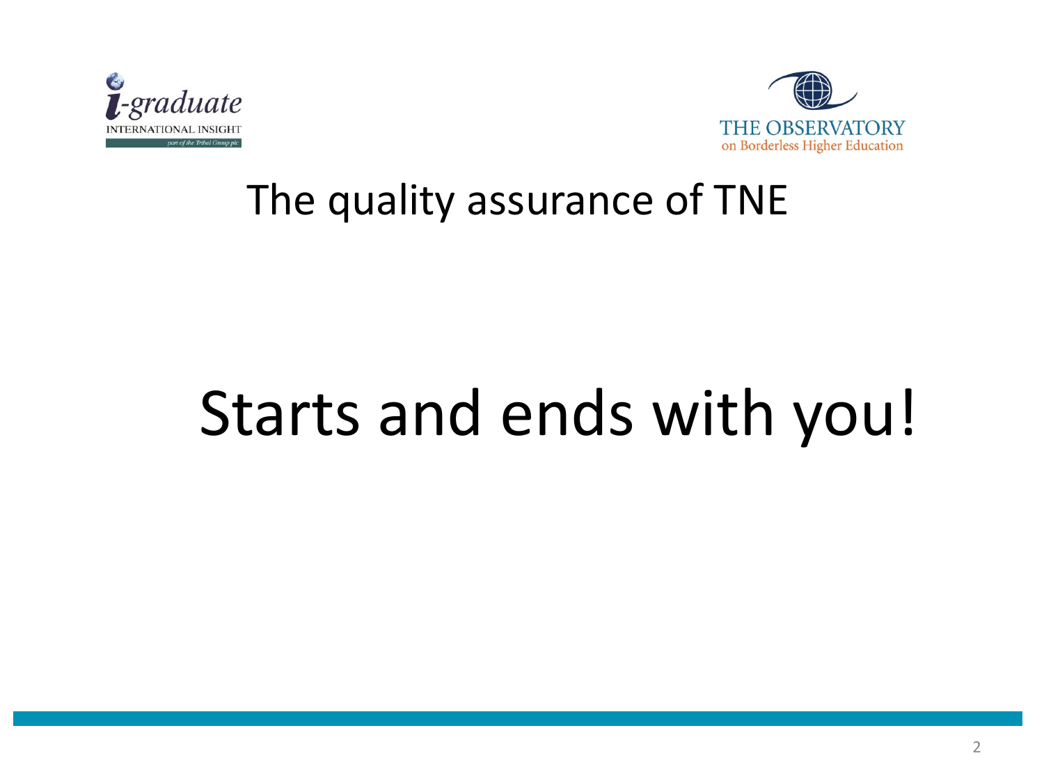## The quality assurance of TNE

# Starts and ends with you!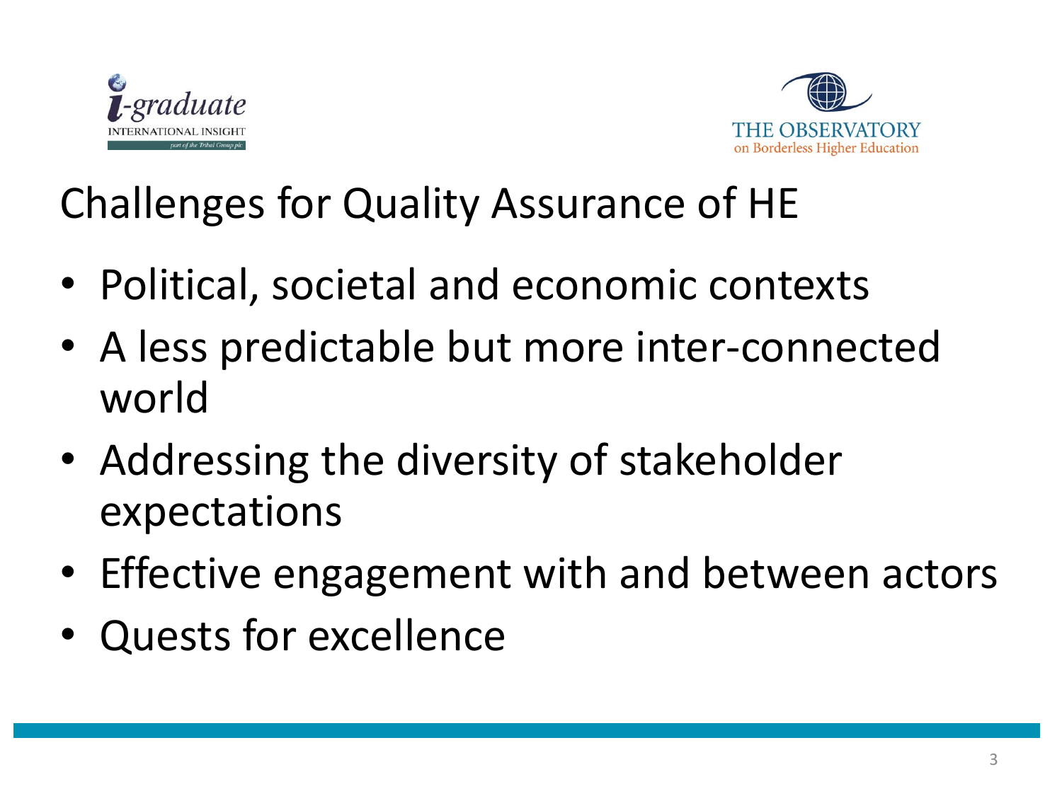# Challenges for Quality Assurance of HE

- Political, societal and economic contexts
- A less predictable but more inter-connected world
- Addressing the diversity of stakeholder expectations
- Effective engagement with and between actors
- Quests for excellence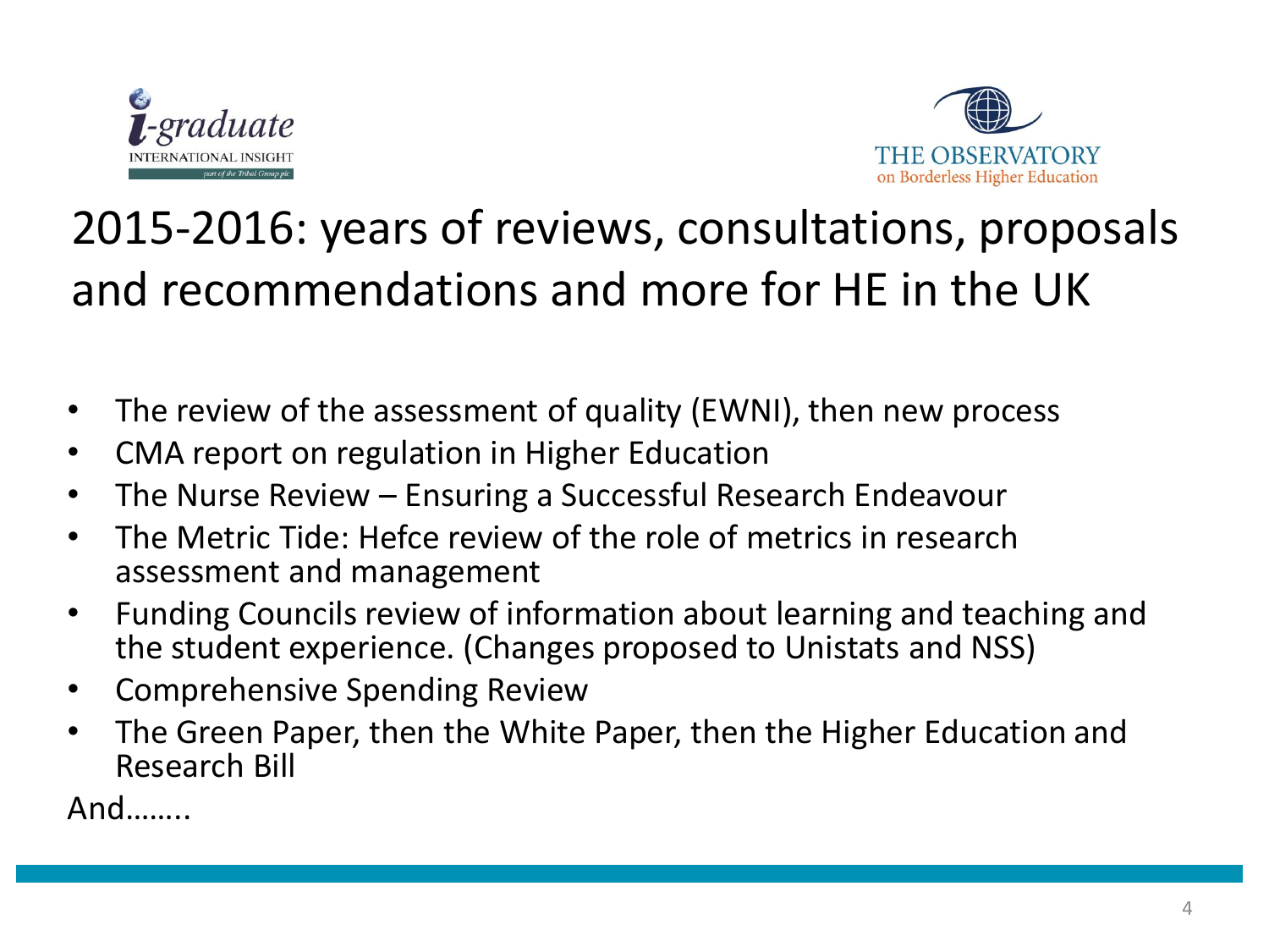# 2015-2016: years of reviews, consultations, proposals and recommendations and more for HE in the UK

- The review of the assessment of quality (EWNI), then new process
- CMA report on regulation in Higher Education
- The Nurse Review – Ensuring a Successful Research Endeavour
- The Metric Tide: Hefce review of the role of metrics in research assessment and management
- Funding Councils review of information about learning and teaching and the student experience. (Changes proposed to Unistats and NSS)
- Comprehensive Spending Review
- The Green Paper, then the White Paper, then the Higher Education and Research Bill

And……..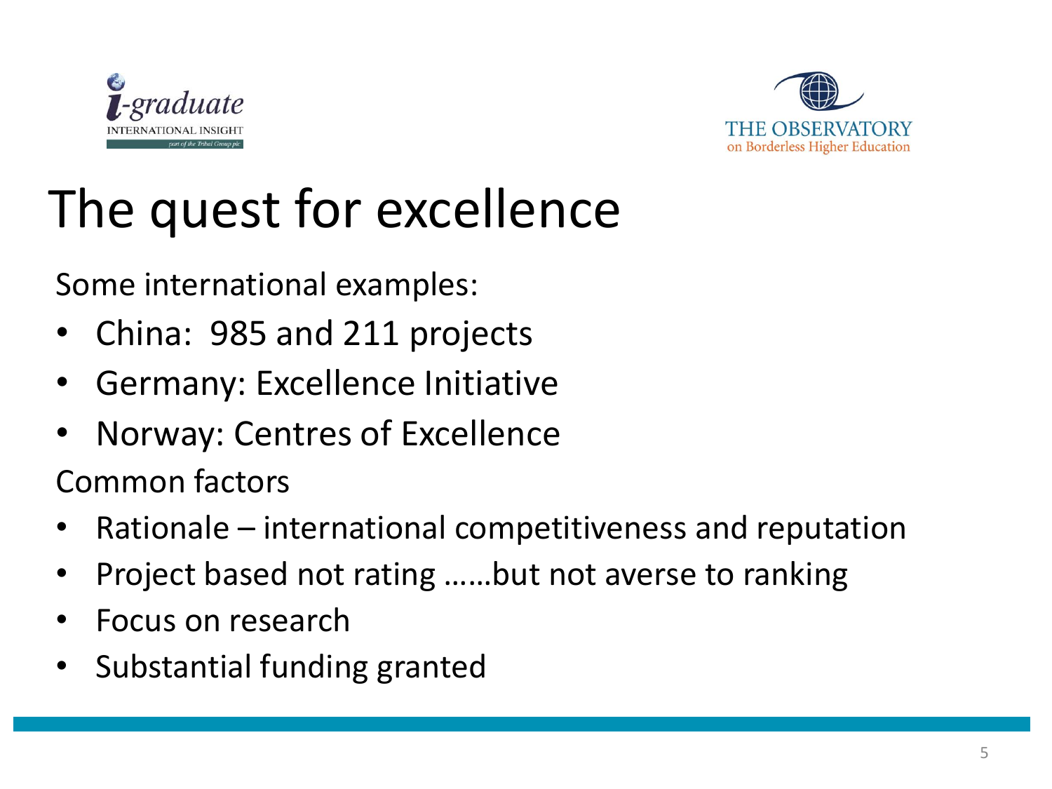# The quest for excellence

Some international examples:

- China: 985 and 211 projects
- Germany: Excellence Initiative
- Norway: Centres of Excellence

Common factors

- Rationale – international competitiveness and reputation
- Project based not rating ……but not averse to ranking
- Focus on research
- Substantial funding granted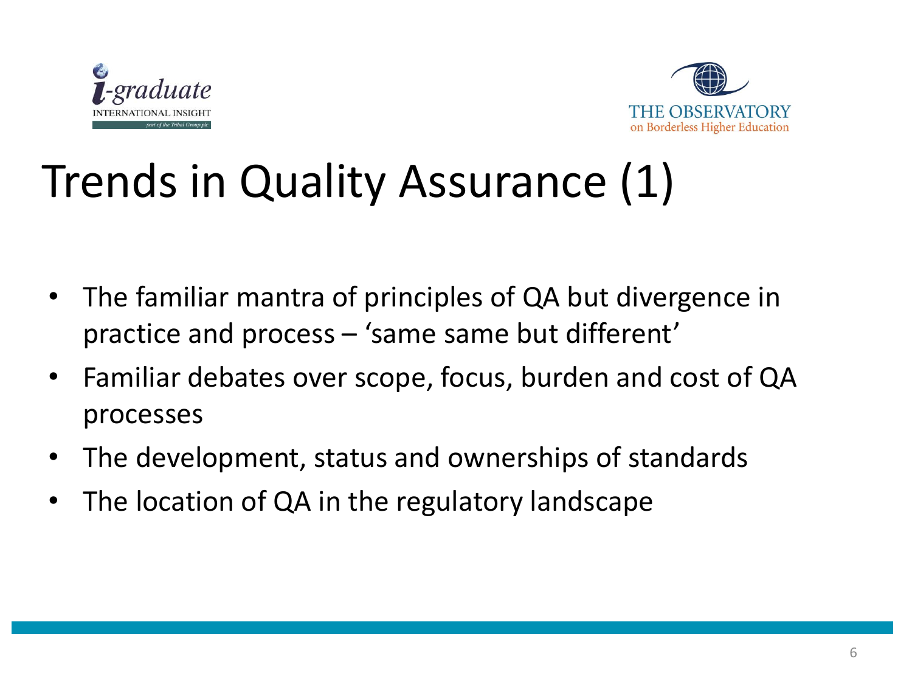# Trends in Quality Assurance (1)

- The familiar mantra of principles of QA but divergence in practice and process – 'same same but different'
- Familiar debates over scope, focus, burden and cost of QA processes
- The development, status and ownerships of standards
- The location of QA in the regulatory landscape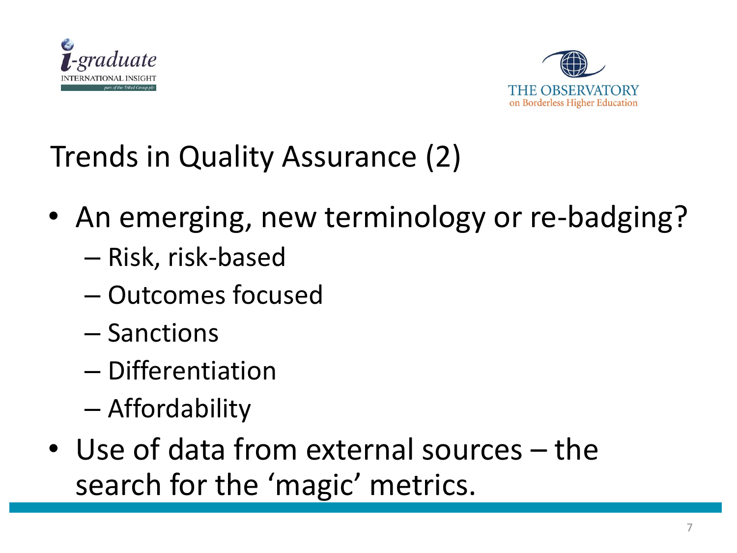# Trends in Quality Assurance (2)

- An emerging, new terminology or re-badging?
  - Risk, risk-based
  - Outcomes focused
  - Sanctions
  - Differentiation
  - Affordability
- Use of data from external sources – the search for the 'magic' metrics.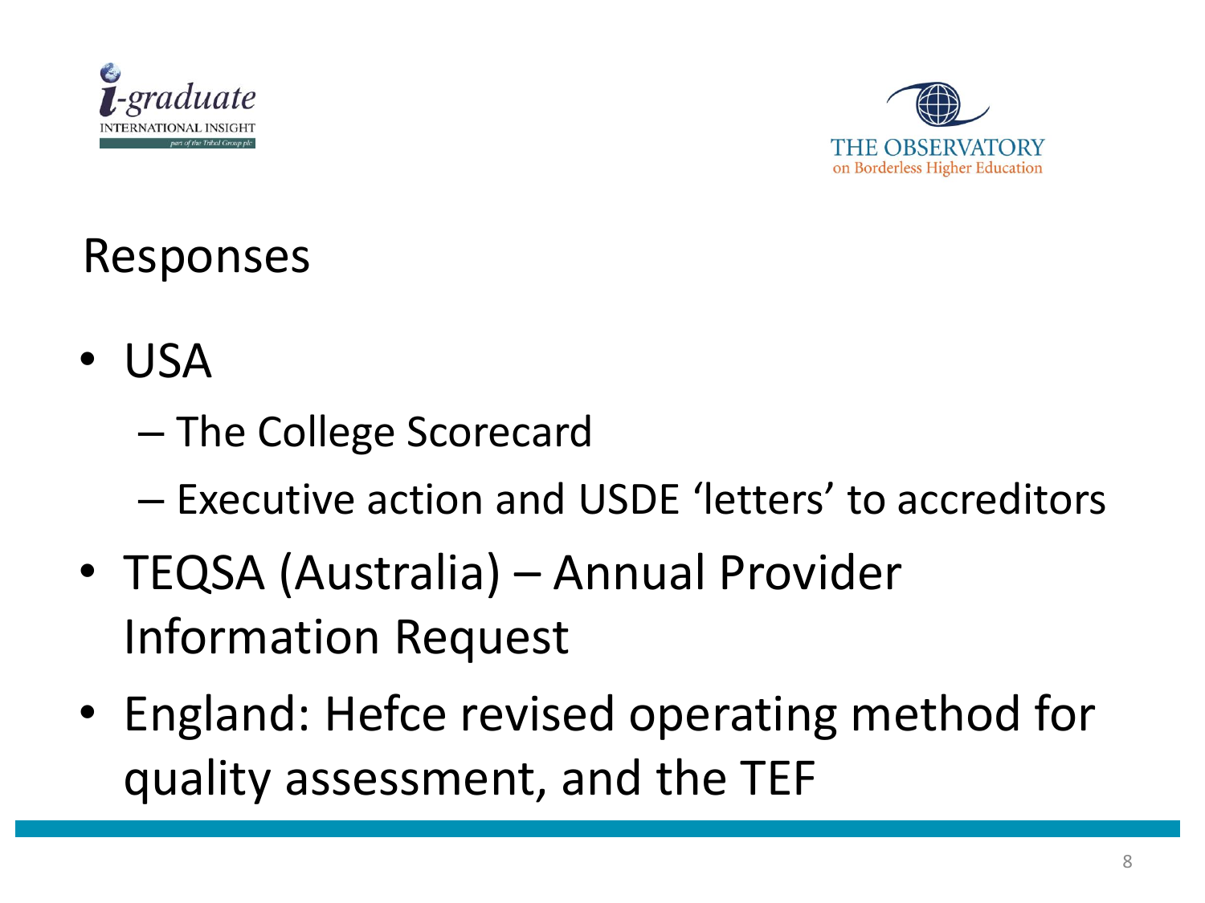# Responses

- USA
  - The College Scorecard
  - Executive action and USDE 'letters' to accreditors
- TEQSA (Australia) – Annual Provider Information Request
- England: Hefce revised operating method for quality assessment, and the TEF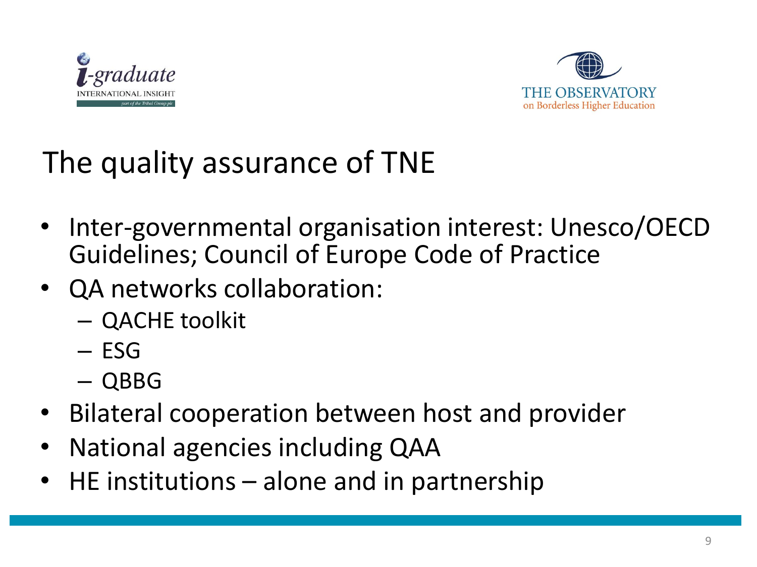# The quality assurance of TNE

- Inter-governmental organisation interest: Unesco/OECD Guidelines; Council of Europe Code of Practice
- QA networks collaboration:
  - QACHE toolkit
  - ESG
  - QBBG
- Bilateral cooperation between host and provider
- National agencies including QAA
- HE institutions – alone and in partnership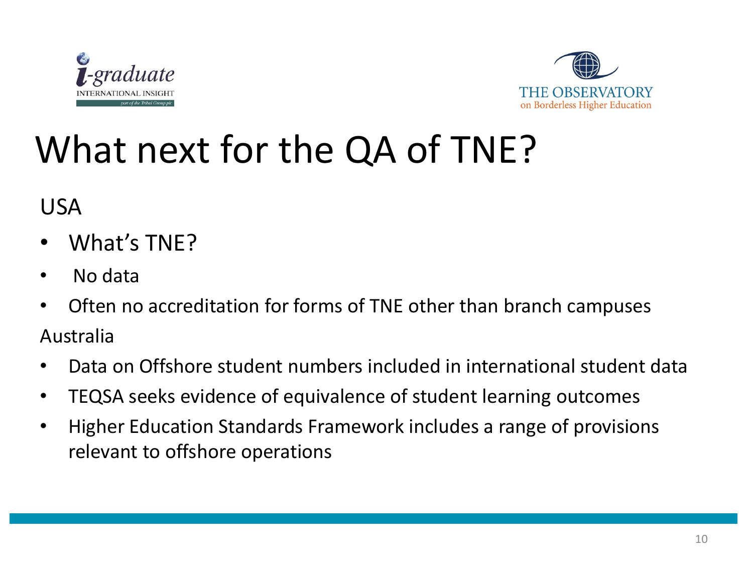# What next for the QA of TNE?

USA

- What's TNE?
- No data
- Often no accreditation for forms of TNE other than branch campuses

Australia

- Data on Offshore student numbers included in international student data
- TEQSA seeks evidence of equivalence of student learning outcomes
- Higher Education Standards Framework includes a range of provisions relevant to offshore operations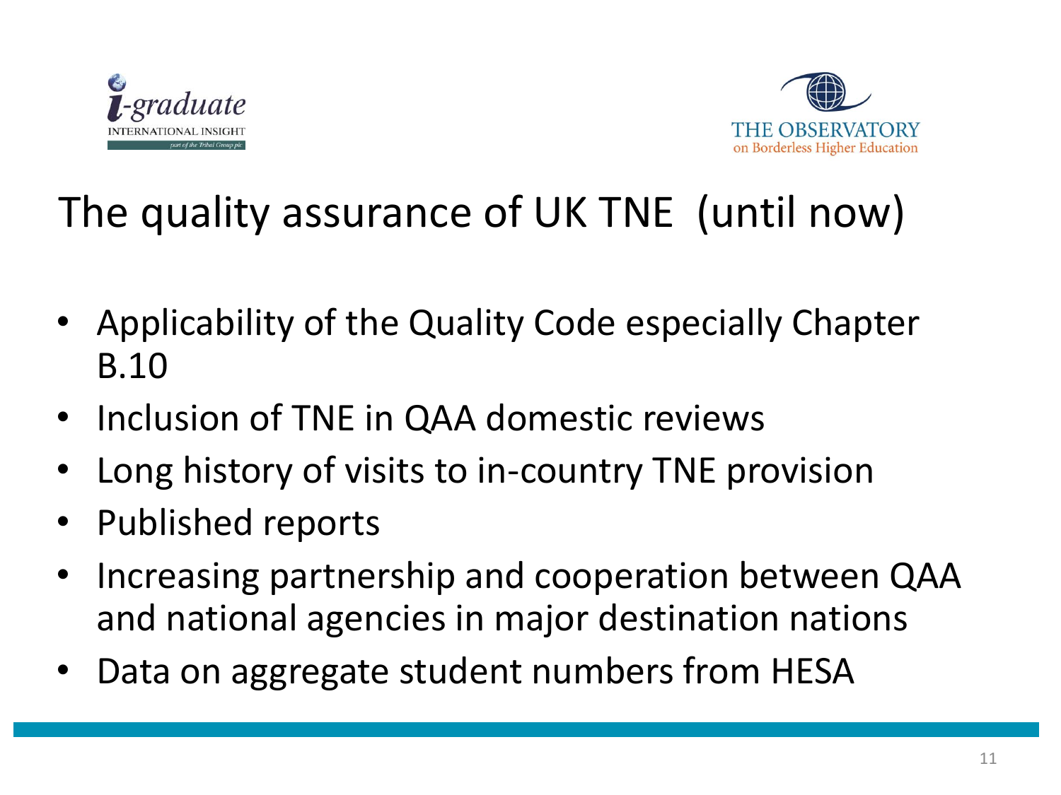# The quality assurance of UK TNE (until now)

- Applicability of the Quality Code especially Chapter B.10
- Inclusion of TNE in QAA domestic reviews
- Long history of visits to in-country TNE provision
- Published reports
- Increasing partnership and cooperation between QAA and national agencies in major destination nations
- Data on aggregate student numbers from HESA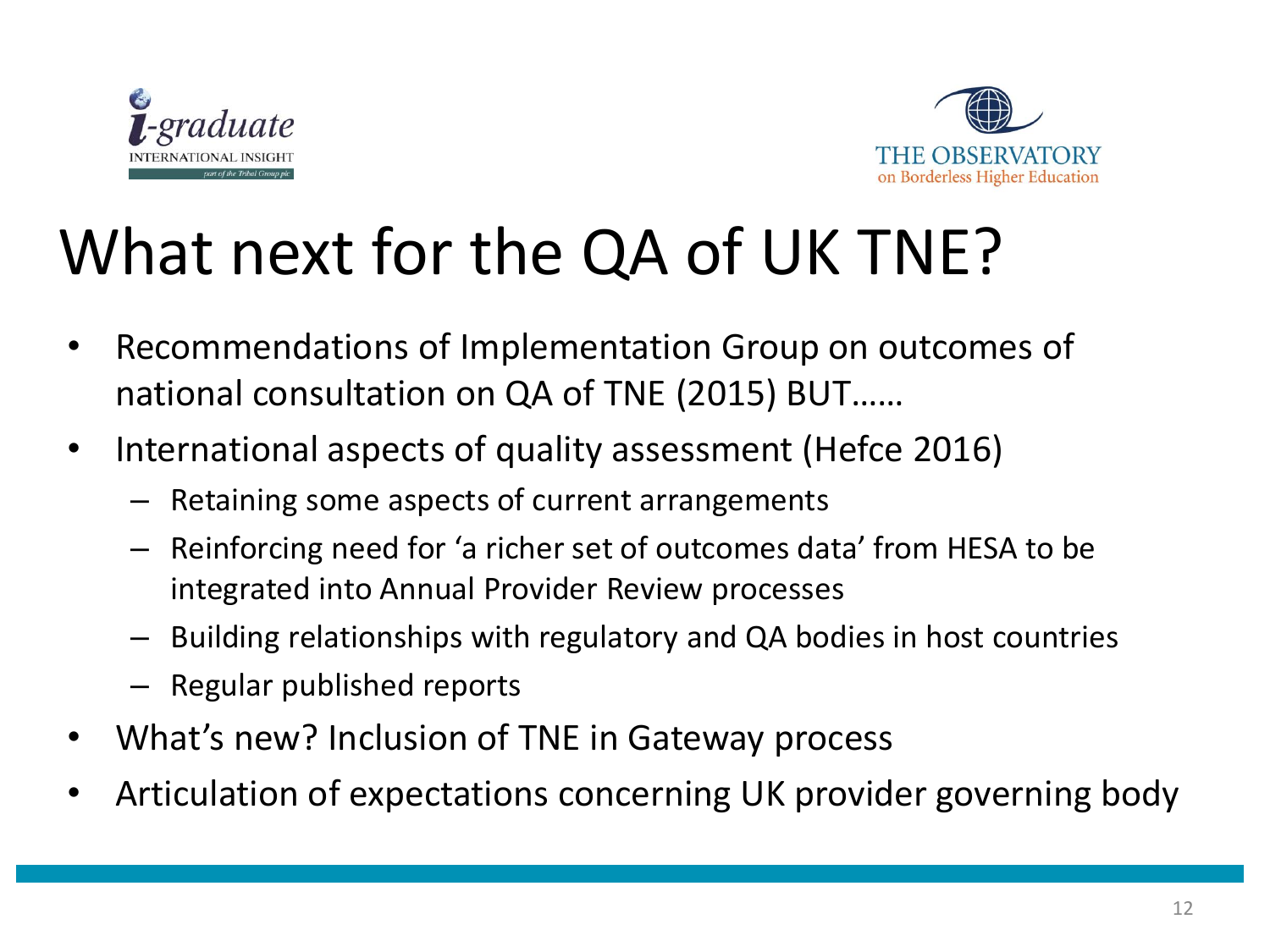# What next for the QA of UK TNE?

- Recommendations of Implementation Group on outcomes of national consultation on QA of TNE (2015) BUT……
- International aspects of quality assessment (Hefce 2016)
  - Retaining some aspects of current arrangements
  - Reinforcing need for 'a richer set of outcomes data' from HESA to be integrated into Annual Provider Review processes
  - Building relationships with regulatory and QA bodies in host countries
  - Regular published reports
- What's new? Inclusion of TNE in Gateway process
- Articulation of expectations concerning UK provider governing body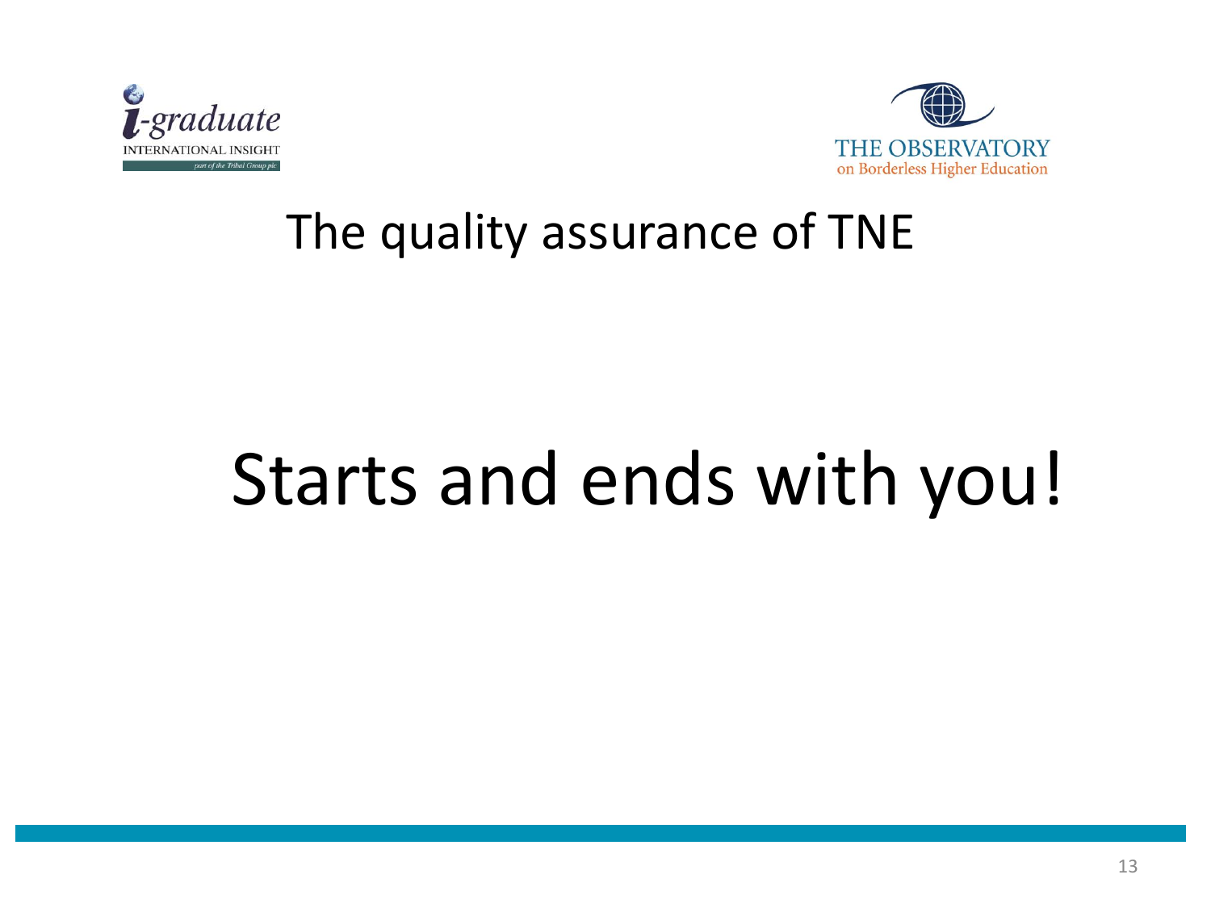## The quality assurance of TNE

# Starts and ends with you!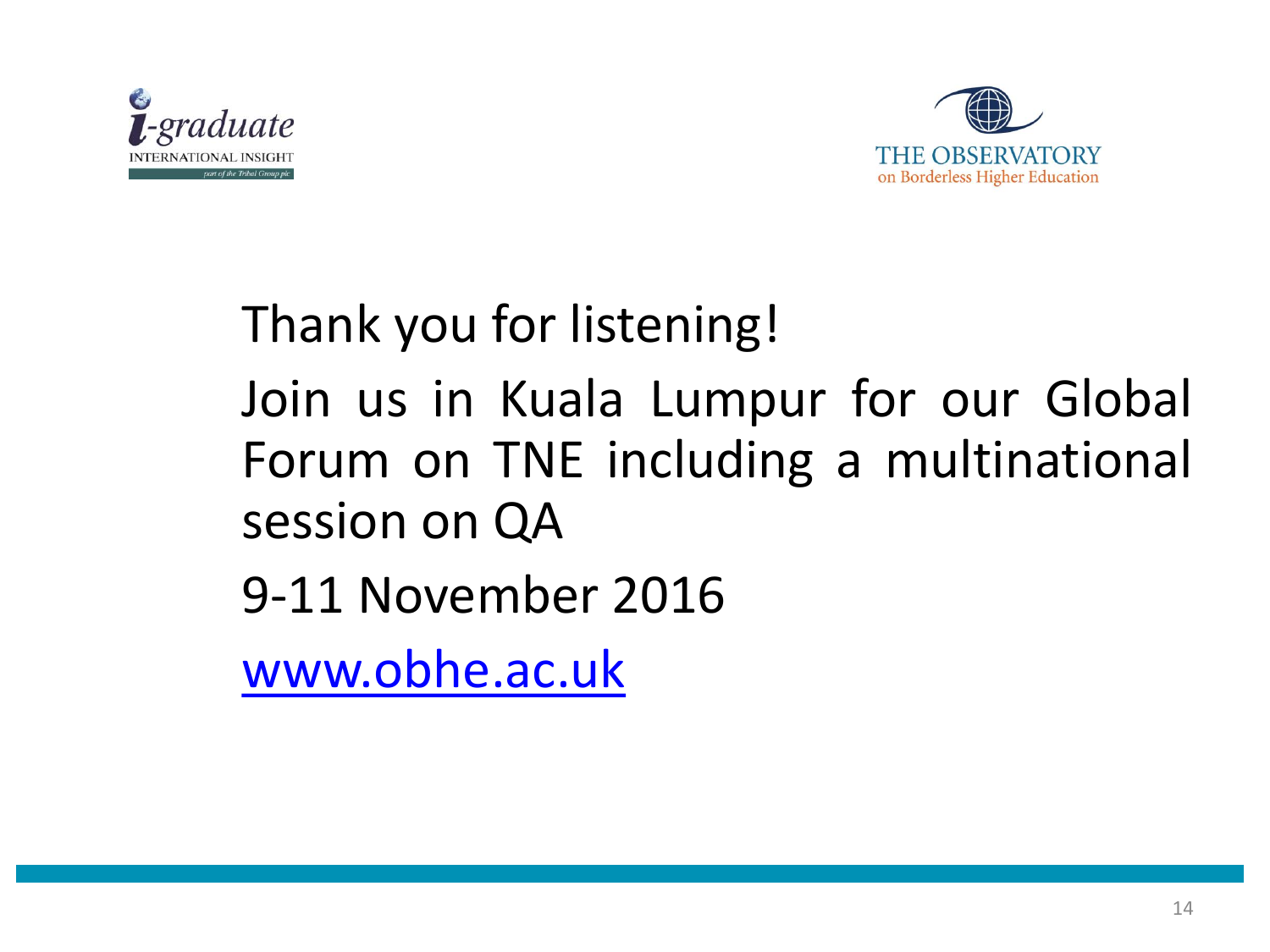i-graduate
INTERNATIONAL INSIGHT
part of the Tribal Group plc

THE OBSERVATORY
on Borderless Higher Education

Thank you for listening!

Join us in Kuala Lumpur for our Global Forum on TNE including a multinational session on QA

9-11 November 2016

[www.obhe.ac.uk](http://www.obhe.ac.uk)